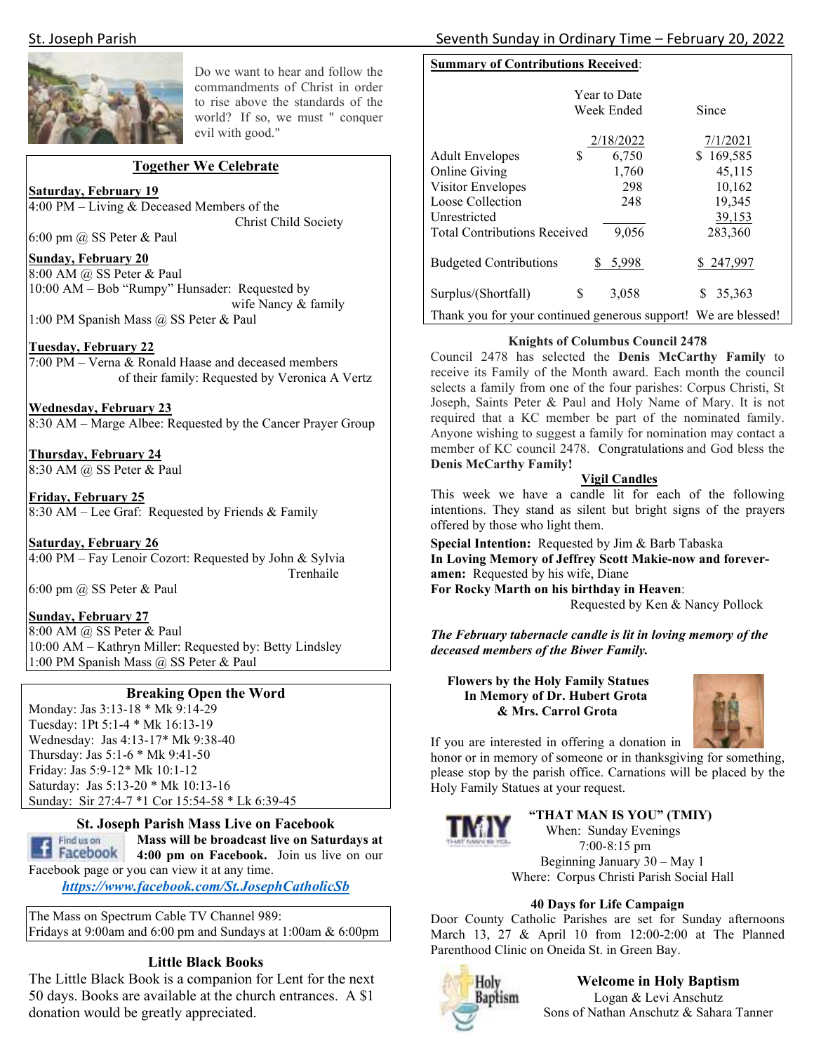Do we want to hear and follow the commandments of Christ in order to rise above the standards of the world? If so, we must " conquer evil with good."

## Together We Celebrate

**Saturday, February 19**
4:00 PM – Living & Deceased Members of the Christ Child Society
6:00 pm @ SS Peter & Paul

**Sunday, February 20**
8:00 AM @ SS Peter & Paul
10:00 AM – Bob "Rumpy" Hunsader: Requested by wife Nancy & family
1:00 PM Spanish Mass @ SS Peter & Paul

**Tuesday, February 22**
7:00 PM – Verna & Ronald Haase and deceased members of their family: Requested by Veronica A Vertz

**Wednesday, February 23**
8:30 AM – Marge Albee: Requested by the Cancer Prayer Group

**Thursday, February 24**
8:30 AM @ SS Peter & Paul

**Friday, February 25**
8:30 AM – Lee Graf: Requested by Friends & Family

**Saturday, February 26**
4:00 PM – Fay Lenoir Cozort: Requested by John & Sylvia Trenhaile
6:00 pm @ SS Peter & Paul

**Sunday, February 27**
8:00 AM @ SS Peter & Paul
10:00 AM – Kathryn Miller: Requested by: Betty Lindsley
1:00 PM Spanish Mass @ SS Peter & Paul

## Breaking Open the Word

Monday: Jas 3:13-18 * Mk 9:14-29
Tuesday: 1Pt 5:1-4 * Mk 16:13-19
Wednesday: Jas 4:13-17* Mk 9:38-40
Thursday: Jas 5:1-6 * Mk 9:41-50
Friday: Jas 5:9-12* Mk 10:1-12
Saturday: Jas 5:13-20 * Mk 10:13-16
Sunday: Sir 27:4-7 *1 Cor 15:54-58 * Lk 6:39-45

## St. Joseph Parish Mass Live on Facebook

**Mass will be broadcast live on Saturdays at 4:00 pm on Facebook.** Join us live on our Facebook page or you can view it at any time.
***https://www.facebook.com/St.JosephCatholicSb***

The Mass on Spectrum Cable TV Channel 989:
Fridays at 9:00am and 6:00 pm and Sundays at 1:00am & 6:00pm

## Little Black Books

The Little Black Book is a companion for Lent for the next 50 days. Books are available at the church entrances. A $1 donation would be greatly appreciated.

## Summary of Contributions Received:

| | Year to Date Week Ended 2/18/2022 | Since 7/1/2021 |
|---|---|---|
| Adult Envelopes | $ 6,750 | $ 169,585 |
| Online Giving | 1,760 | 45,115 |
| Visitor Envelopes | 298 | 10,162 |
| Loose Collection | 248 | 19,345 |
| Unrestricted | | 39,153 |
| Total Contributions Received | 9,056 | 283,360 |
| Budgeted Contributions | $ 5,998 | $ 247,997 |
| Surplus/(Shortfall) | $ 3,058 | $ 35,363 |

Thank you for your continued generous support! We are blessed!

## Knights of Columbus Council 2478

Council 2478 has selected the **Denis McCarthy Family** to receive its Family of the Month award. Each month the council selects a family from one of the four parishes: Corpus Christi, St Joseph, Saints Peter & Paul and Holy Name of Mary. It is not required that a KC member be part of the nominated family. Anyone wishing to suggest a family for nomination may contact a member of KC council 2478. Congratulations and God bless the **Denis McCarthy Family!**

## Vigil Candles

This week we have a candle lit for each of the following intentions. They stand as silent but bright signs of the prayers offered by those who light them.

**Special Intention:** Requested by Jim & Barb Tabaska
**In Loving Memory of Jeffrey Scott Makie-now and forever-amen:** Requested by his wife, Diane
**For Rocky Marth on his birthday in Heaven**: Requested by Ken & Nancy Pollock

***The February tabernacle candle is lit in loving memory of the deceased members of the Biwer Family.***

**Flowers by the Holy Family Statues In Memory of Dr. Hubert Grota & Mrs. Carrol Grota**

If you are interested in offering a donation in honor or in memory of someone or in thanksgiving for something, please stop by the parish office. Carnations will be placed by the Holy Family Statues at your request.

## "THAT MAN IS YOU" (TMIY)

When: Sunday Evenings
7:00-8:15 pm
Beginning January 30 – May 1
Where: Corpus Christi Parish Social Hall

## 40 Days for Life Campaign

Door County Catholic Parishes are set for Sunday afternoons March 13, 27 & April 10 from 12:00-2:00 at The Planned Parenthood Clinic on Oneida St. in Green Bay.

## Welcome in Holy Baptism

Logan & Levi Anschutz
Sons of Nathan Anschutz & Sahara Tanner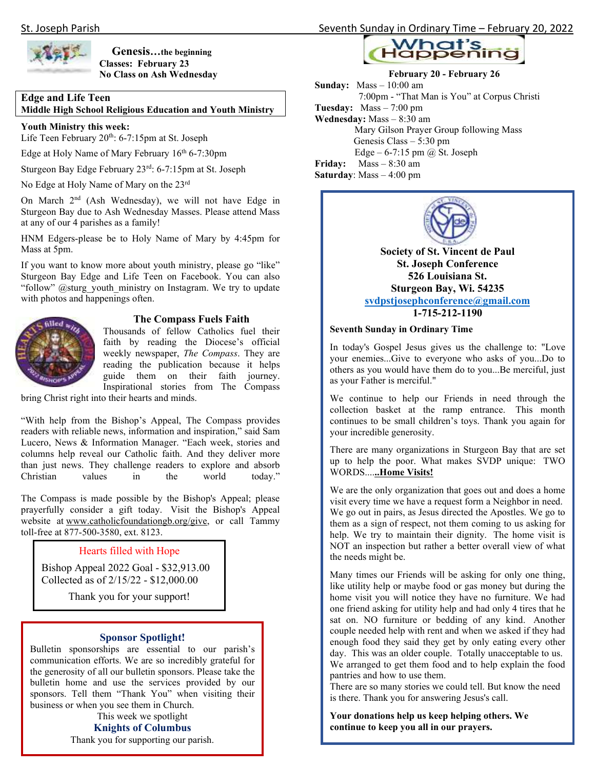**Genesis…the beginning**
**Classes: February 23**
**No Class on Ash Wednesday**

## Edge and Life Teen
**Middle High School Religious Education and Youth Ministry**

**Youth Ministry this week:**

Life Teen February 20th: 6-7:15pm at St. Joseph

Edge at Holy Name of Mary February 16th 6-7:30pm

Sturgeon Bay Edge February 23rd: 6-7:15pm at St. Joseph

No Edge at Holy Name of Mary on the 23rd

On March 2nd (Ash Wednesday), we will not have Edge in Sturgeon Bay due to Ash Wednesday Masses. Please attend Mass at any of our 4 parishes as a family!

HNM Edgers-please be to Holy Name of Mary by 4:45pm for Mass at 5pm.

If you want to know more about youth ministry, please go "like" Sturgeon Bay Edge and Life Teen on Facebook. You can also "follow" @sturg_youth_ministry on Instagram. We try to update with photos and happenings often.

## The Compass Fuels Faith

Thousands of fellow Catholics fuel their faith by reading the Diocese's official weekly newspaper, *The Compass*. They are reading the publication because it helps guide them on their faith journey. Inspirational stories from The Compass bring Christ right into their hearts and minds.

"With help from the Bishop's Appeal, The Compass provides readers with reliable news, information and inspiration," said Sam Lucero, News & Information Manager. "Each week, stories and columns help reveal our Catholic faith. And they deliver more than just news. They challenge readers to explore and absorb Christian values in the world today."

The Compass is made possible by the Bishop's Appeal; please prayerfully consider a gift today. Visit the Bishop's Appeal website at www.catholicfoundationgb.org/give, or call Tammy toll-free at 877-500-3580, ext. 8123.

Hearts filled with Hope

Bishop Appeal 2022 Goal - $32,913.00
Collected as of 2/15/22 - $12,000.00

Thank you for your support!

## Sponsor Spotlight!

Bulletin sponsorships are essential to our parish's communication efforts. We are so incredibly grateful for the generosity of all our bulletin sponsors. Please take the bulletin home and use the services provided by our sponsors. Tell them "Thank You" when visiting their business or when you see them in Church.

This week we spotlight
**Knights of Columbus**
Thank you for supporting our parish.

## What's Happening

**February 20 - February 26**

**Sunday:** Mass – 10:00 am
7:00pm - "That Man is You" at Corpus Christi

**Tuesday:** Mass – 7:00 pm

**Wednesday:** Mass – 8:30 am
Mary Gilson Prayer Group following Mass
Genesis Class – 5:30 pm
Edge – 6-7:15 pm @ St. Joseph

**Friday:** Mass – 8:30 am

**Saturday**: Mass – 4:00 pm

**Society of St. Vincent de Paul**
**St. Joseph Conference**
**526 Louisiana St.**
**Sturgeon Bay, Wi. 54235**
**svdpstjosephconference@gmail.com**
**1-715-212-1190**

**Seventh Sunday in Ordinary Time**

In today's Gospel Jesus gives us the challenge to: "Love your enemies...Give to everyone who asks of you...Do to others as you would have them do to you...Be merciful, just as your Father is merciful."

We continue to help our Friends in need through the collection basket at the ramp entrance. This month continues to be small children's toys. Thank you again for your incredible generosity.

There are many organizations in Sturgeon Bay that are set up to help the poor. What makes SVDP unique: TWO WORDS.....**Home Visits!**

We are the only organization that goes out and does a home visit every time we have a request form a Neighbor in need. We go out in pairs, as Jesus directed the Apostles. We go to them as a sign of respect, not them coming to us asking for help. We try to maintain their dignity. The home visit is NOT an inspection but rather a better overall view of what the needs might be.

Many times our Friends will be asking for only one thing, like utility help or maybe food or gas money but during the home visit you will notice they have no furniture. We had one friend asking for utility help and had only 4 tires that he sat on. NO furniture or bedding of any kind. Another couple needed help with rent and when we asked if they had enough food they said they get by only eating every other day. This was an older couple. Totally unacceptable to us. We arranged to get them food and to help explain the food pantries and how to use them.
There are so many stories we could tell. But know the need is there. Thank you for answering Jesus's call.

**Your donations help us keep helping others. We continue to keep you all in our prayers.**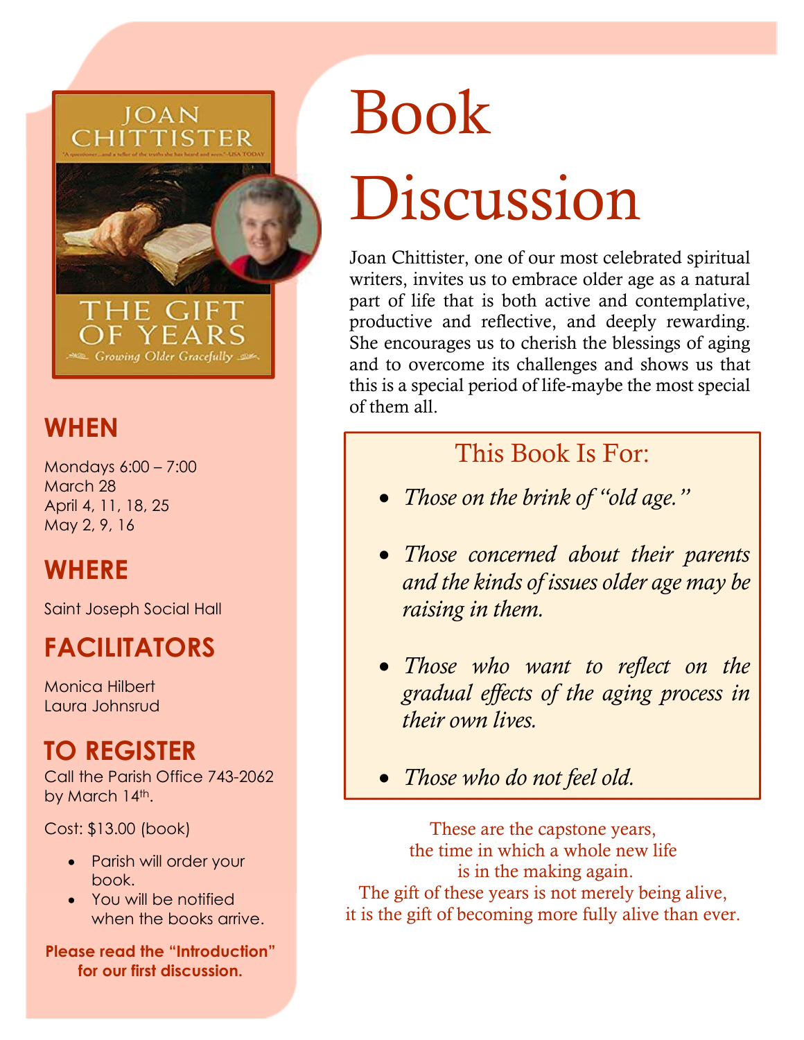# Book Discussion

Joan Chittister, one of our most celebrated spiritual writers, invites us to embrace older age as a natural part of life that is both active and contemplative, productive and reflective, and deeply rewarding. She encourages us to cherish the blessings of aging and to overcome its challenges and shows us that this is a special period of life-maybe the most special of them all.

## This Book Is For:

- *Those on the brink of "old age."*
- *Those concerned about their parents and the kinds of issues older age may be raising in them.*
- *Those who want to reflect on the gradual effects of the aging process in their own lives.*
- *Those who do not feel old.*

These are the capstone years,
the time in which a whole new life
is in the making again.
The gift of these years is not merely being alive,
it is the gift of becoming more fully alive than ever.

## WHEN

Mondays 6:00 – 7:00
March 28
April 4, 11, 18, 25
May 2, 9, 16

## WHERE

Saint Joseph Social Hall

## FACILITATORS

Monica Hilbert
Laura Johnsrud

## TO REGISTER

Call the Parish Office 743-2062 by March 14th.

Cost: $13.00 (book)

- Parish will order your book.
- You will be notified when the books arrive.

**Please read the "Introduction" for our first discussion.**